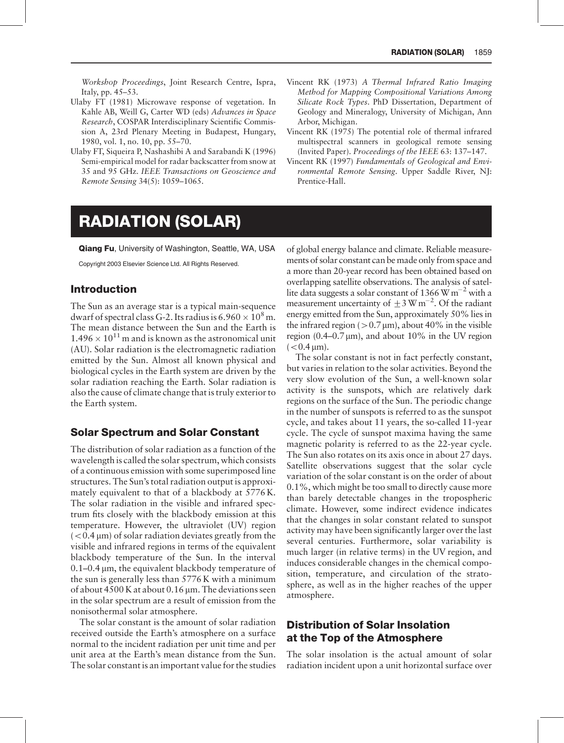*Workshop Proceedings*, Joint Research Centre, Ispra, Italy, pp. 45–53.

Ulaby FT (1981) Microwave response of vegetation. In Kahle AB, Weill G, Carter WD (eds) *Advances in Space Research*, COSPAR Interdisciplinary Scientific Commission A, 23rd Plenary Meeting in Budapest, Hungary, 1980, vol. 1, no. 10, pp. 55–70.

Ulaby FT, Siqueira P, Nashashibi A and Sarabandi K (1996) Semi-empirical model for radar backscatter from snow at 35 and 95 GHz. *IEEE Transactions on Geoscience and Remote Sensing* 34(5): 1059–1065.

Vincent RK (1973) *A Thermal Infrared Ratio Imaging Method for Mapping Compositional Variations Among Silicate Rock Types*. PhD Dissertation, Department of Geology and Mineralogy, University of Michigan, Ann Arbor, Michigan.

Vincent RK (1975) The potential role of thermal infrared multispectral scanners in geological remote sensing (Invited Paper). *Proceedings of the IEEE* 63: 137–147.

Vincent RK (1997) *Fundamentals of Geological and Environmental Remote Sensing*. Upper Saddle River, NJ: Prentice-Hall.

# RADIATION (SOLAR)

**Qiang Fu**, University of Washington, Seattle, WA, USA

Copyright 2003 Elsevier Science Ltd. All Rights Reserved.

## Introduction

The Sun as an average star is a typical main-sequence dwarf of spectral class G-2. Its radius is $6.960 \times 10^8$ m. The mean distance between the Sun and the Earth is $1.496 \times 10^{11}$ m and is known as the astronomical unit (AU). Solar radiation is the electromagnetic radiation emitted by the Sun. Almost all known physical and biological cycles in the Earth system are driven by the solar radiation reaching the Earth. Solar radiation is also the cause of climate change that is truly exterior to the Earth system.

## Solar Spectrum and Solar Constant

The distribution of solar radiation as a function of the wavelength is called the solar spectrum, which consists of a continuous emission with some superimposed line structures. The Sun's total radiation output is approximately equivalent to that of a blackbody at 5776 K. The solar radiation in the visible and infrared spectrum fits closely with the blackbody emission at this temperature. However, the ultraviolet (UV) region ($<0.4\,\mu$m) of solar radiation deviates greatly from the visible and infrared regions in terms of the equivalent blackbody temperature of the Sun. In the interval 0.1–0.4 μm, the equivalent blackbody temperature of the sun is generally less than 5776 K with a minimum of about 4500 K at about 0.16 μm. The deviations seen in the solar spectrum are a result of emission from the nonisothermal solar atmosphere.

The solar constant is the amount of solar radiation received outside the Earth's atmosphere on a surface normal to the incident radiation per unit time and per unit area at the Earth's mean distance from the Sun. The solar constant is an important value for the studies of global energy balance and climate. Reliable measurements of solar constant can be made only from space and a more than 20-year record has been obtained based on overlapping satellite observations. The analysis of satellite data suggests a solar constant of 1366 $\mathrm{W\,m^{-2}}$ with a measurement uncertainty of $\pm 3\,\mathrm{W\,m^{-2}}$. Of the radiant energy emitted from the Sun, approximately 50% lies in the infrared region ($>0.7\,\mu$m), about 40% in the visible region (0.4–0.7 μm), and about 10% in the UV region ($<0.4\,\mu$m).

The solar constant is not in fact perfectly constant, but varies in relation to the solar activities. Beyond the very slow evolution of the Sun, a well-known solar activity is the sunspots, which are relatively dark regions on the surface of the Sun. The periodic change in the number of sunspots is referred to as the sunspot cycle, and takes about 11 years, the so-called 11-year cycle. The cycle of sunspot maxima having the same magnetic polarity is referred to as the 22-year cycle. The Sun also rotates on its axis once in about 27 days. Satellite observations suggest that the solar cycle variation of the solar constant is on the order of about 0.1%, which might be too small to directly cause more than barely detectable changes in the tropospheric climate. However, some indirect evidence indicates that the changes in solar constant related to sunspot activity may have been significantly larger over the last several centuries. Furthermore, solar variability is much larger (in relative terms) in the UV region, and induces considerable changes in the chemical composition, temperature, and circulation of the stratosphere, as well as in the higher reaches of the upper atmosphere.

## Distribution of Solar Insolation at the Top of the Atmosphere

The solar insolation is the actual amount of solar radiation incident upon a unit horizontal surface over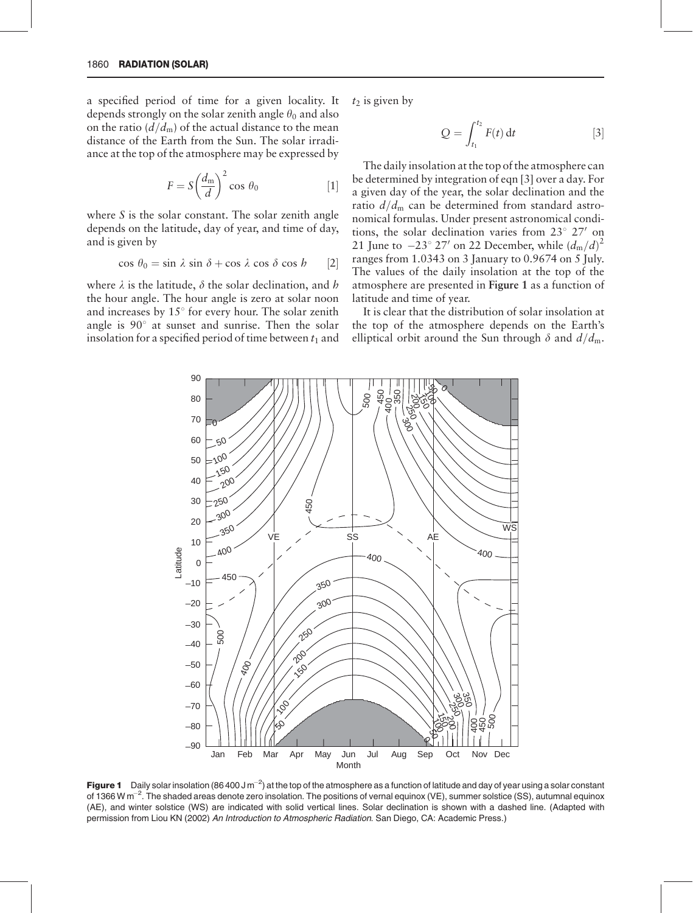a specified period of time for a given locality. It depends strongly on the solar zenith angle $\theta_0$ and also on the ratio $(d/d_m)$ of the actual distance to the mean distance of the Earth from the Sun. The solar irradiance at the top of the atmosphere may be expressed by

$$F = S\left(\frac{d_m}{d}\right)^2 \cos\theta_0 \qquad [1]$$

where $S$ is the solar constant. The solar zenith angle depends on the latitude, day of year, and time of day, and is given by

$$\cos\theta_0 = \sin\lambda \sin\delta + \cos\lambda \cos\delta \cos h \qquad [2]$$

where $\lambda$ is the latitude, $\delta$ the solar declination, and $h$ the hour angle. The hour angle is zero at solar noon and increases by 15° for every hour. The solar zenith angle is 90° at sunset and sunrise. Then the solar insolation for a specified period of time between $t_1$ and $t_2$ is given by

$$Q = \int_{t_1}^{t_2} F(t)\,\mathrm{d}t \qquad [3]$$

The daily insolation at the top of the atmosphere can be determined by integration of eqn [3] over a day. For a given day of the year, the solar declination and the ratio $d/d_m$ can be determined from standard astronomical formulas. Under present astronomical conditions, the solar declination varies from 23° 27′ on 21 June to −23° 27′ on 22 December, while $(d_m/d)^2$ ranges from 1.0343 on 3 January to 0.9674 on 5 July. The values of the daily insolation at the top of the atmosphere are presented in **Figure 1** as a function of latitude and time of year.

It is clear that the distribution of solar insolation at the top of the atmosphere depends on the Earth's elliptical orbit around the Sun through $\delta$ and $d/d_m$.

**Figure 1** Daily solar insolation (86 400 J m$^{-2}$) at the top of the atmosphere as a function of latitude and day of year using a solar constant of 1366 W m$^{-2}$. The shaded areas denote zero insolation. The positions of vernal equinox (VE), summer solstice (SS), autumnal equinox (AE), and winter solstice (WS) are indicated with solid vertical lines. Solar declination is shown with a dashed line. (Adapted with permission from Liou KN (2002) *An Introduction to Atmospheric Radiation*. San Diego, CA: Academic Press.)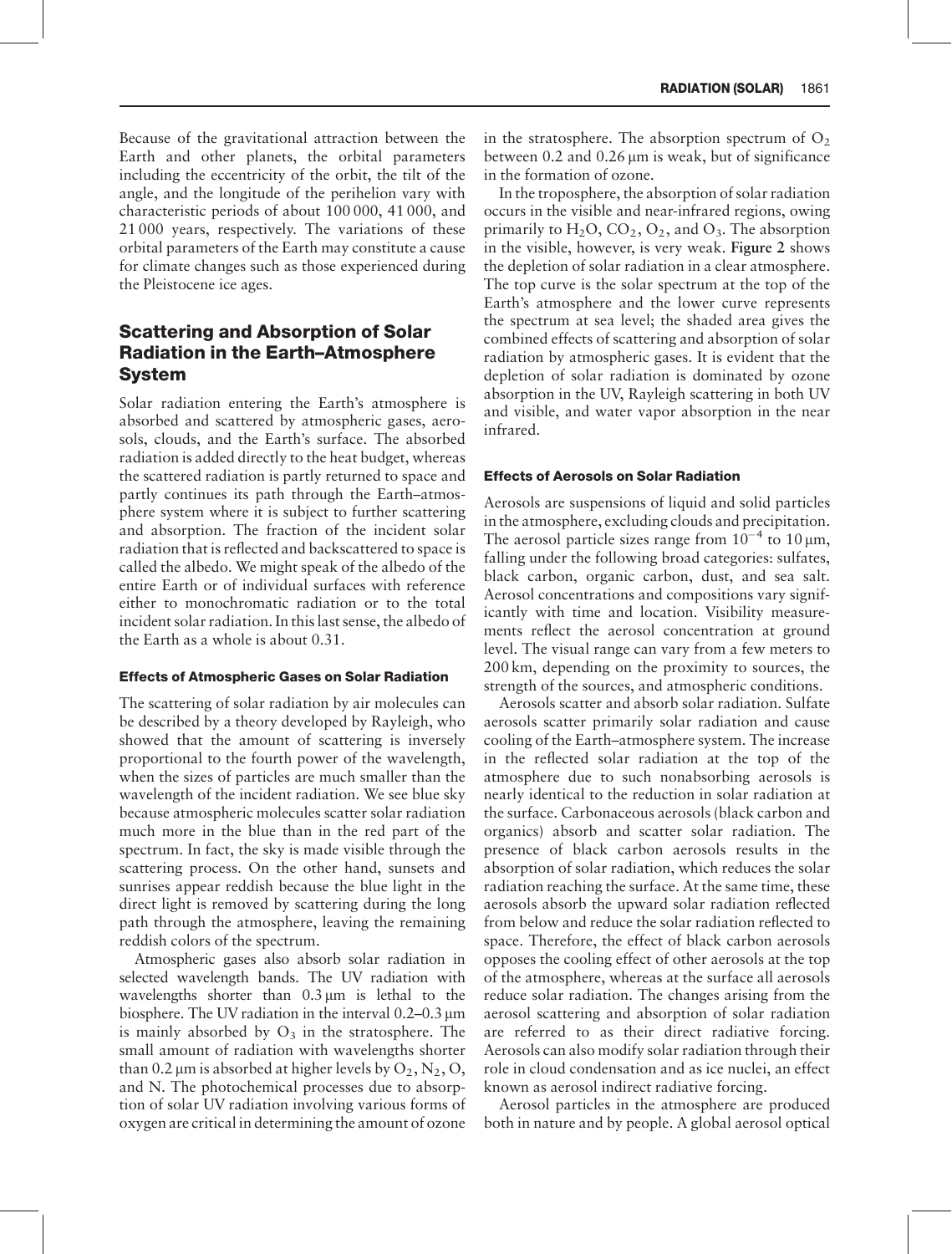Because of the gravitational attraction between the Earth and other planets, the orbital parameters including the eccentricity of the orbit, the tilt of the angle, and the longitude of the perihelion vary with characteristic periods of about 100 000, 41 000, and 21 000 years, respectively. The variations of these orbital parameters of the Earth may constitute a cause for climate changes such as those experienced during the Pleistocene ice ages.

## Scattering and Absorption of Solar Radiation in the Earth–Atmosphere System

Solar radiation entering the Earth's atmosphere is absorbed and scattered by atmospheric gases, aerosols, clouds, and the Earth's surface. The absorbed radiation is added directly to the heat budget, whereas the scattered radiation is partly returned to space and partly continues its path through the Earth–atmosphere system where it is subject to further scattering and absorption. The fraction of the incident solar radiation that is reflected and backscattered to space is called the albedo. We might speak of the albedo of the entire Earth or of individual surfaces with reference either to monochromatic radiation or to the total incident solar radiation. In this last sense, the albedo of the Earth as a whole is about 0.31.

### Effects of Atmospheric Gases on Solar Radiation

The scattering of solar radiation by air molecules can be described by a theory developed by Rayleigh, who showed that the amount of scattering is inversely proportional to the fourth power of the wavelength, when the sizes of particles are much smaller than the wavelength of the incident radiation. We see blue sky because atmospheric molecules scatter solar radiation much more in the blue than in the red part of the spectrum. In fact, the sky is made visible through the scattering process. On the other hand, sunsets and sunrises appear reddish because the blue light in the direct light is removed by scattering during the long path through the atmosphere, leaving the remaining reddish colors of the spectrum.

Atmospheric gases also absorb solar radiation in selected wavelength bands. The UV radiation with wavelengths shorter than 0.3 μm is lethal to the biosphere. The UV radiation in the interval 0.2–0.3 μm is mainly absorbed by $O_3$ in the stratosphere. The small amount of radiation with wavelengths shorter than 0.2 μm is absorbed at higher levels by $O_2$, $N_2$, O, and N. The photochemical processes due to absorption of solar UV radiation involving various forms of oxygen are critical in determining the amount of ozone in the stratosphere. The absorption spectrum of $O_2$ between 0.2 and 0.26 μm is weak, but of significance in the formation of ozone.

In the troposphere, the absorption of solar radiation occurs in the visible and near-infrared regions, owing primarily to $H_2O$, $CO_2$, $O_2$, and $O_3$. The absorption in the visible, however, is very weak. **Figure 2** shows the depletion of solar radiation in a clear atmosphere. The top curve is the solar spectrum at the top of the Earth's atmosphere and the lower curve represents the spectrum at sea level; the shaded area gives the combined effects of scattering and absorption of solar radiation by atmospheric gases. It is evident that the depletion of solar radiation is dominated by ozone absorption in the UV, Rayleigh scattering in both UV and visible, and water vapor absorption in the near infrared.

### Effects of Aerosols on Solar Radiation

Aerosols are suspensions of liquid and solid particles in the atmosphere, excluding clouds and precipitation. The aerosol particle sizes range from $10^{-4}$ to 10 μm, falling under the following broad categories: sulfates, black carbon, organic carbon, dust, and sea salt. Aerosol concentrations and compositions vary significantly with time and location. Visibility measurements reflect the aerosol concentration at ground level. The visual range can vary from a few meters to 200 km, depending on the proximity to sources, the strength of the sources, and atmospheric conditions.

Aerosols scatter and absorb solar radiation. Sulfate aerosols scatter primarily solar radiation and cause cooling of the Earth–atmosphere system. The increase in the reflected solar radiation at the top of the atmosphere due to such nonabsorbing aerosols is nearly identical to the reduction in solar radiation at the surface. Carbonaceous aerosols (black carbon and organics) absorb and scatter solar radiation. The presence of black carbon aerosols results in the absorption of solar radiation, which reduces the solar radiation reaching the surface. At the same time, these aerosols absorb the upward solar radiation reflected from below and reduce the solar radiation reflected to space. Therefore, the effect of black carbon aerosols opposes the cooling effect of other aerosols at the top of the atmosphere, whereas at the surface all aerosols reduce solar radiation. The changes arising from the aerosol scattering and absorption of solar radiation are referred to as their direct radiative forcing. Aerosols can also modify solar radiation through their role in cloud condensation and as ice nuclei, an effect known as aerosol indirect radiative forcing.

Aerosol particles in the atmosphere are produced both in nature and by people. A global aerosol optical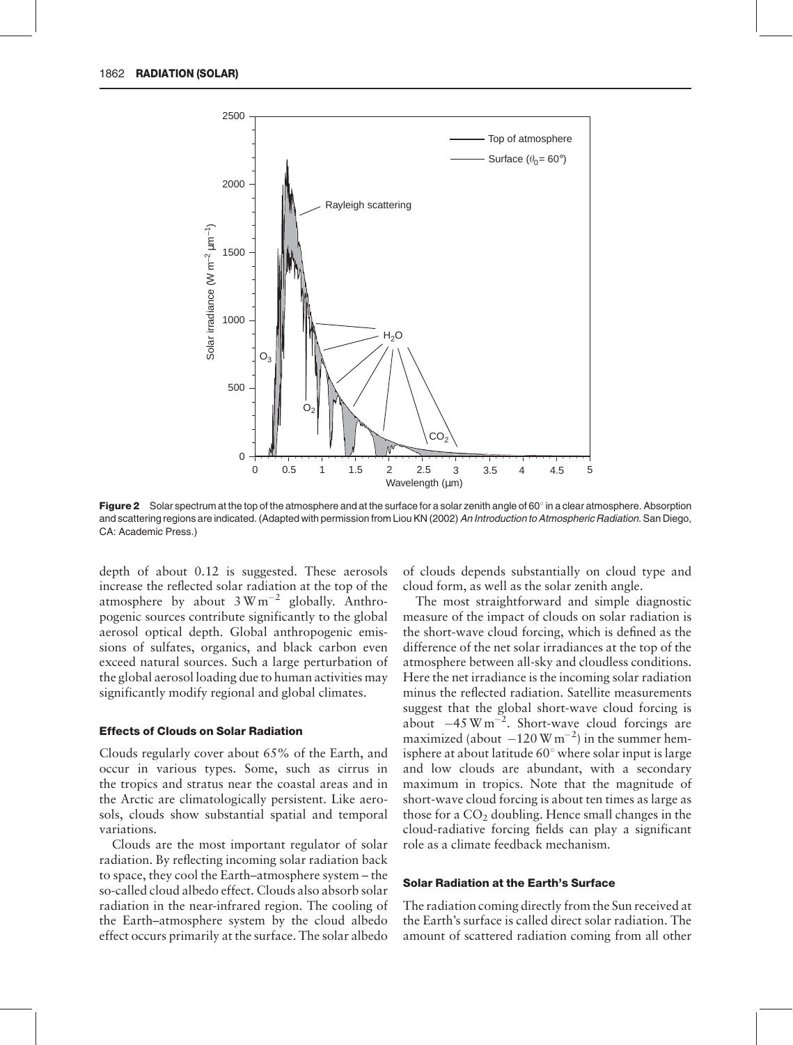Figure 2 Solar spectrum at the top of the atmosphere and at the surface for a solar zenith angle of 60° in a clear atmosphere. Absorption and scattering regions are indicated. (Adapted with permission from Liou KN (2002) *An Introduction to Atmospheric Radiation*. San Diego, CA: Academic Press.)

depth of about 0.12 is suggested. These aerosols increase the reflected solar radiation at the top of the atmosphere by about $3\,\mathrm{W\,m^{-2}}$ globally. Anthropogenic sources contribute significantly to the global aerosol optical depth. Global anthropogenic emissions of sulfates, organics, and black carbon even exceed natural sources. Such a large perturbation of the global aerosol loading due to human activities may significantly modify regional and global climates.

### Effects of Clouds on Solar Radiation

Clouds regularly cover about 65% of the Earth, and occur in various types. Some, such as cirrus in the tropics and stratus near the coastal areas and in the Arctic are climatologically persistent. Like aerosols, clouds show substantial spatial and temporal variations.

Clouds are the most important regulator of solar radiation. By reflecting incoming solar radiation back to space, they cool the Earth–atmosphere system – the so-called cloud albedo effect. Clouds also absorb solar radiation in the near-infrared region. The cooling of the Earth–atmosphere system by the cloud albedo effect occurs primarily at the surface. The solar albedo of clouds depends substantially on cloud type and cloud form, as well as the solar zenith angle.

The most straightforward and simple diagnostic measure of the impact of clouds on solar radiation is the short-wave cloud forcing, which is defined as the difference of the net solar irradiances at the top of the atmosphere between all-sky and cloudless conditions. Here the net irradiance is the incoming solar radiation minus the reflected radiation. Satellite measurements suggest that the global short-wave cloud forcing is about $-45\,\mathrm{W\,m^{-2}}$. Short-wave cloud forcings are maximized (about $-120\,\mathrm{W\,m^{-2}}$) in the summer hemisphere at about latitude 60° where solar input is large and low clouds are abundant, with a secondary maximum in tropics. Note that the magnitude of short-wave cloud forcing is about ten times as large as those for a $CO_2$ doubling. Hence small changes in the cloud-radiative forcing fields can play a significant role as a climate feedback mechanism.

### Solar Radiation at the Earth's Surface

The radiation coming directly from the Sun received at the Earth's surface is called direct solar radiation. The amount of scattered radiation coming from all other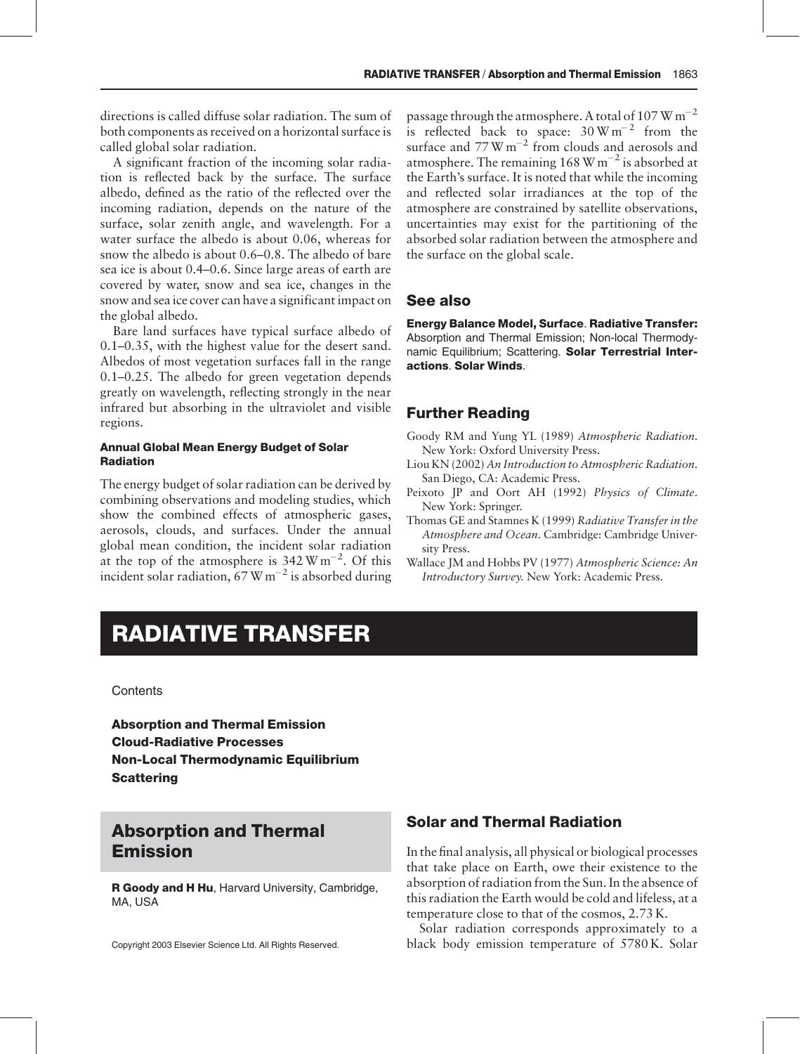directions is called diffuse solar radiation. The sum of both components as received on a horizontal surface is called global solar radiation.

A significant fraction of the incoming solar radiation is reflected back by the surface. The surface albedo, defined as the ratio of the reflected over the incoming radiation, depends on the nature of the surface, solar zenith angle, and wavelength. For a water surface the albedo is about 0.06, whereas for snow the albedo is about 0.6–0.8. The albedo of bare sea ice is about 0.4–0.6. Since large areas of earth are covered by water, snow and sea ice, changes in the snow and sea ice cover can have a significant impact on the global albedo.

Bare land surfaces have typical surface albedo of 0.1–0.35, with the highest value for the desert sand. Albedos of most vegetation surfaces fall in the range 0.1–0.25. The albedo for green vegetation depends greatly on wavelength, reflecting strongly in the near infrared but absorbing in the ultraviolet and visible regions.

#### Annual Global Mean Energy Budget of Solar Radiation

The energy budget of solar radiation can be derived by combining observations and modeling studies, which show the combined effects of atmospheric gases, aerosols, clouds, and surfaces. Under the annual global mean condition, the incident solar radiation at the top of the atmosphere is $342\,\mathrm{W\,m^{-2}}$. Of this incident solar radiation, $67\,\mathrm{W\,m^{-2}}$ is absorbed during passage through the atmosphere. A total of $107\,\mathrm{W\,m^{-2}}$ is reflected back to space: $30\,\mathrm{W\,m^{-2}}$ from the surface and $77\,\mathrm{W\,m^{-2}}$ from clouds and aerosols and atmosphere. The remaining $168\,\mathrm{W\,m^{-2}}$ is absorbed at the Earth's surface. It is noted that while the incoming and reflected solar irradiances at the top of the atmosphere are constrained by satellite observations, uncertainties may exist for the partitioning of the absorbed solar radiation between the atmosphere and the surface on the global scale.

### See also

**Energy Balance Model, Surface**. **Radiative Transfer:** Absorption and Thermal Emission; Non-local Thermodynamic Equilibrium; Scattering. **Solar Terrestrial Interactions**. **Solar Winds**.

### Further Reading

Goody RM and Yung YL (1989) *Atmospheric Radiation*. New York: Oxford University Press.

Liou KN (2002) *An Introduction to Atmospheric Radiation*. San Diego, CA: Academic Press.

Peixoto JP and Oort AH (1992) *Physics of Climate*. New York: Springer.

Thomas GE and Stamnes K (1999) *Radiative Transfer in the Atmosphere and Ocean*. Cambridge: Cambridge University Press.

Wallace JM and Hobbs PV (1977) *Atmospheric Science: An Introductory Survey*. New York: Academic Press.

# RADIATIVE TRANSFER

Contents

**Absorption and Thermal Emission**
**Cloud-Radiative Processes**
**Non-Local Thermodynamic Equilibrium**
**Scattering**

## Absorption and Thermal Emission

**R Goody and H Hu**, Harvard University, Cambridge, MA, USA

Copyright 2003 Elsevier Science Ltd. All Rights Reserved.

### Solar and Thermal Radiation

In the final analysis, all physical or biological processes that take place on Earth, owe their existence to the absorption of radiation from the Sun. In the absence of this radiation the Earth would be cold and lifeless, at a temperature close to that of the cosmos, 2.73 K.

Solar radiation corresponds approximately to a black body emission temperature of 5780 K. Solar